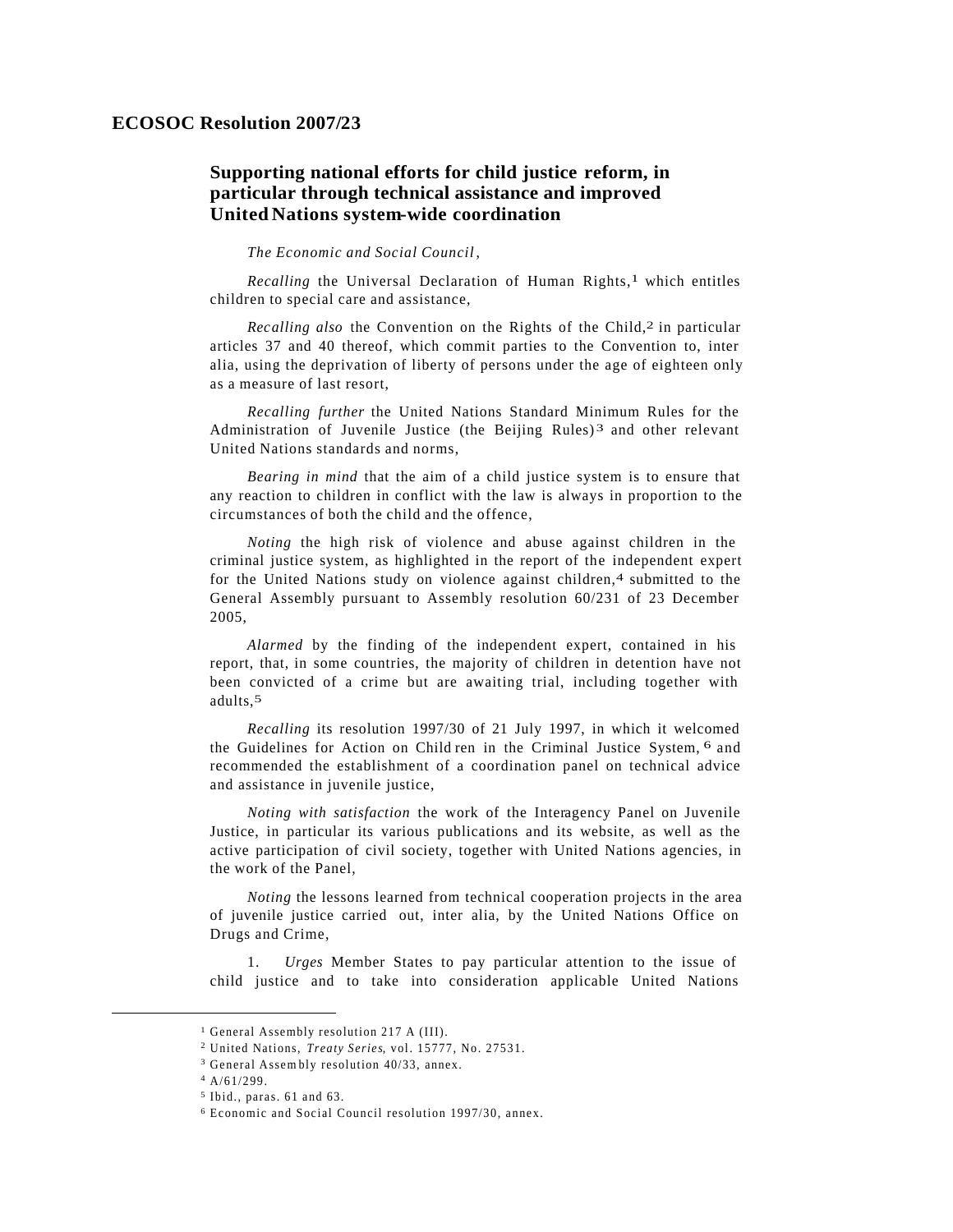# ECOSOC Resolution 2007/23

## Supporting national efforts for child justice reform, in particular through technical assistance and improved United Nations system-wide coordination

*The Economic and Social Council*,

*Recalling* the Universal Declaration of Human Rights,[1] which entitles children to special care and assistance,

*Recalling also* the Convention on the Rights of the Child,[2] in particular articles 37 and 40 thereof, which commit parties to the Convention to, inter alia, using the deprivation of liberty of persons under the age of eighteen only as a measure of last resort,

*Recalling further* the United Nations Standard Minimum Rules for the Administration of Juvenile Justice (the Beijing Rules)[3] and other relevant United Nations standards and norms,

*Bearing in mind* that the aim of a child justice system is to ensure that any reaction to children in conflict with the law is always in proportion to the circumstances of both the child and the offence,

*Noting* the high risk of violence and abuse against children in the criminal justice system, as highlighted in the report of the independent expert for the United Nations study on violence against children,[4] submitted to the General Assembly pursuant to Assembly resolution 60/231 of 23 December 2005,

*Alarmed* by the finding of the independent expert, contained in his report, that, in some countries, the majority of children in detention have not been convicted of a crime but are awaiting trial, including together with adults,[5]

*Recalling* its resolution 1997/30 of 21 July 1997, in which it welcomed the Guidelines for Action on Children in the Criminal Justice System,[6] and recommended the establishment of a coordination panel on technical advice and assistance in juvenile justice,

*Noting with satisfaction* the work of the Interagency Panel on Juvenile Justice, in particular its various publications and its website, as well as the active participation of civil society, together with United Nations agencies, in the work of the Panel,

*Noting* the lessons learned from technical cooperation projects in the area of juvenile justice carried out, inter alia, by the United Nations Office on Drugs and Crime,

1. *Urges* Member States to pay particular attention to the issue of child justice and to take into consideration applicable United Nations

---

[1] General Assembly resolution 217 A (III).

[2] United Nations, *Treaty Series*, vol. 15777, No. 27531.

[3] General Assembly resolution 40/33, annex.

[4] A/61/299.

[5] Ibid., paras. 61 and 63.

[6] Economic and Social Council resolution 1997/30, annex.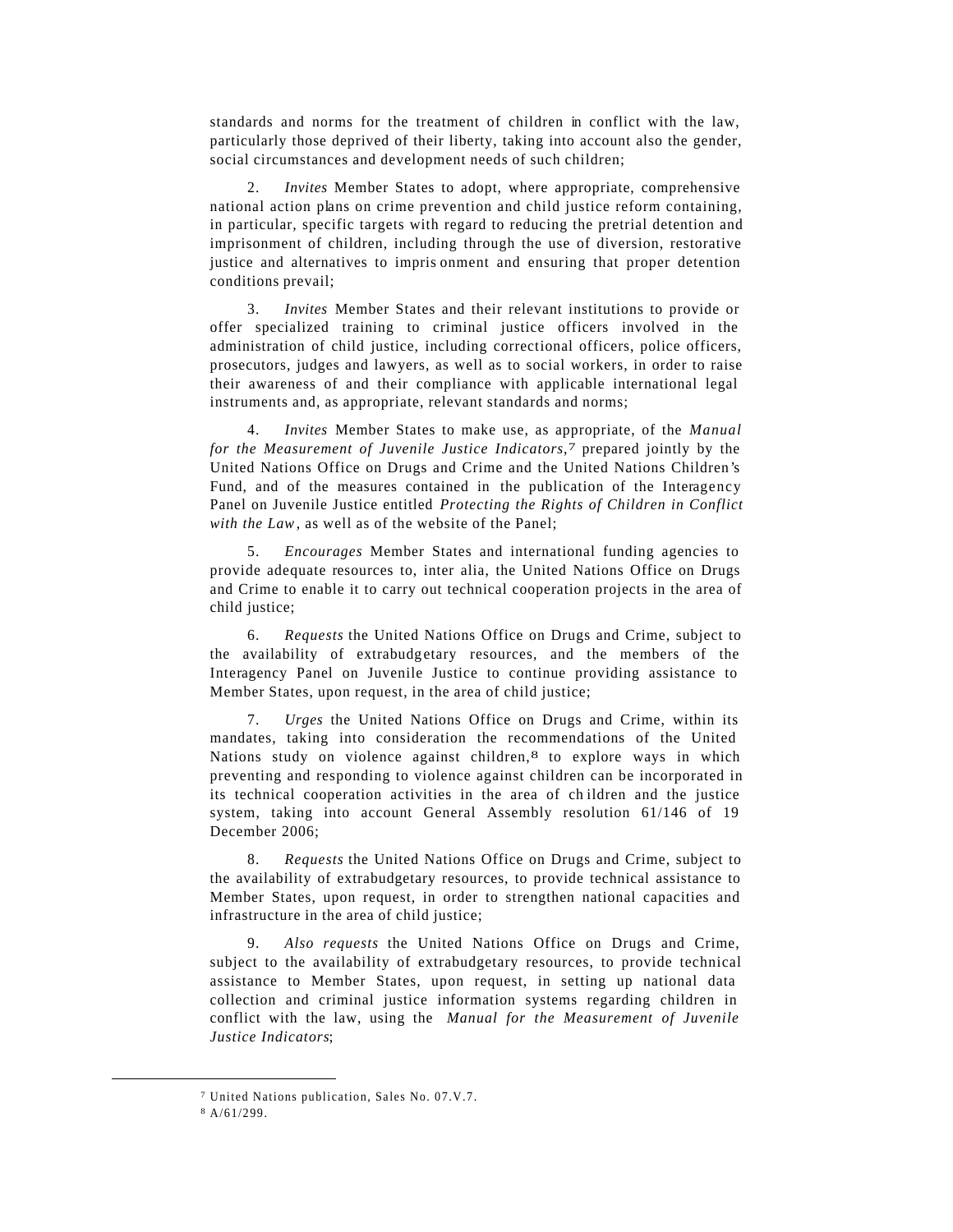standards and norms for the treatment of children in conflict with the law, particularly those deprived of their liberty, taking into account also the gender, social circumstances and development needs of such children;

2. *Invites* Member States to adopt, where appropriate, comprehensive national action plans on crime prevention and child justice reform containing, in particular, specific targets with regard to reducing the pretrial detention and imprisonment of children, including through the use of diversion, restorative justice and alternatives to imprisonment and ensuring that proper detention conditions prevail;

3. *Invites* Member States and their relevant institutions to provide or offer specialized training to criminal justice officers involved in the administration of child justice, including correctional officers, police officers, prosecutors, judges and lawyers, as well as to social workers, in order to raise their awareness of and their compliance with applicable international legal instruments and, as appropriate, relevant standards and norms;

4. *Invites* Member States to make use, as appropriate, of the *Manual for the Measurement of Juvenile Justice Indicators*,[7] prepared jointly by the United Nations Office on Drugs and Crime and the United Nations Children's Fund, and of the measures contained in the publication of the Interagency Panel on Juvenile Justice entitled *Protecting the Rights of Children in Conflict with the Law*, as well as of the website of the Panel;

5. *Encourages* Member States and international funding agencies to provide adequate resources to, inter alia, the United Nations Office on Drugs and Crime to enable it to carry out technical cooperation projects in the area of child justice;

6. *Requests* the United Nations Office on Drugs and Crime, subject to the availability of extrabudgetary resources, and the members of the Interagency Panel on Juvenile Justice to continue providing assistance to Member States, upon request, in the area of child justice;

7. *Urges* the United Nations Office on Drugs and Crime, within its mandates, taking into consideration the recommendations of the United Nations study on violence against children,[8] to explore ways in which preventing and responding to violence against children can be incorporated in its technical cooperation activities in the area of children and the justice system, taking into account General Assembly resolution 61/146 of 19 December 2006;

8. *Requests* the United Nations Office on Drugs and Crime, subject to the availability of extrabudgetary resources, to provide technical assistance to Member States, upon request, in order to strengthen national capacities and infrastructure in the area of child justice;

9. *Also requests* the United Nations Office on Drugs and Crime, subject to the availability of extrabudgetary resources, to provide technical assistance to Member States, upon request, in setting up national data collection and criminal justice information systems regarding children in conflict with the law, using the *Manual for the Measurement of Juvenile Justice Indicators*;

---

[7] United Nations publication, Sales No. 07.V.7.

[8] A/61/299.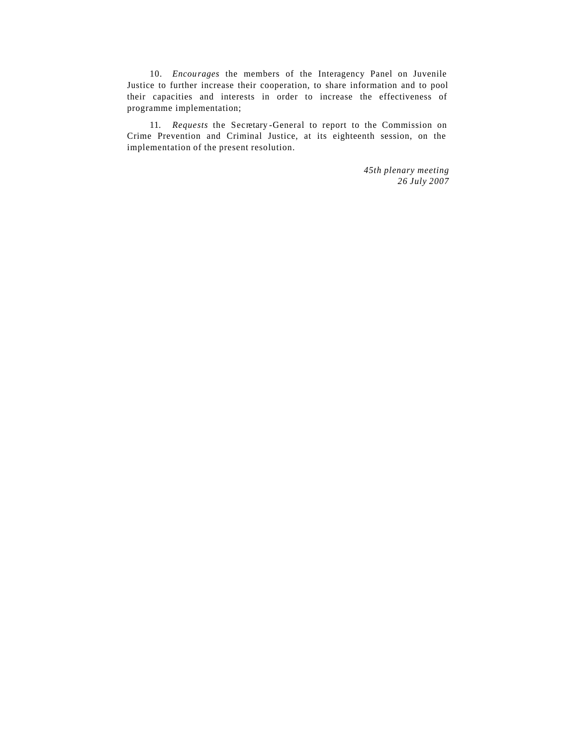10. *Encourages* the members of the Interagency Panel on Juvenile Justice to further increase their cooperation, to share information and to pool their capacities and interests in order to increase the effectiveness of programme implementation;

11. *Requests* the Secretary-General to report to the Commission on Crime Prevention and Criminal Justice, at its eighteenth session, on the implementation of the present resolution.

*45th plenary meeting*
*26 July 2007*